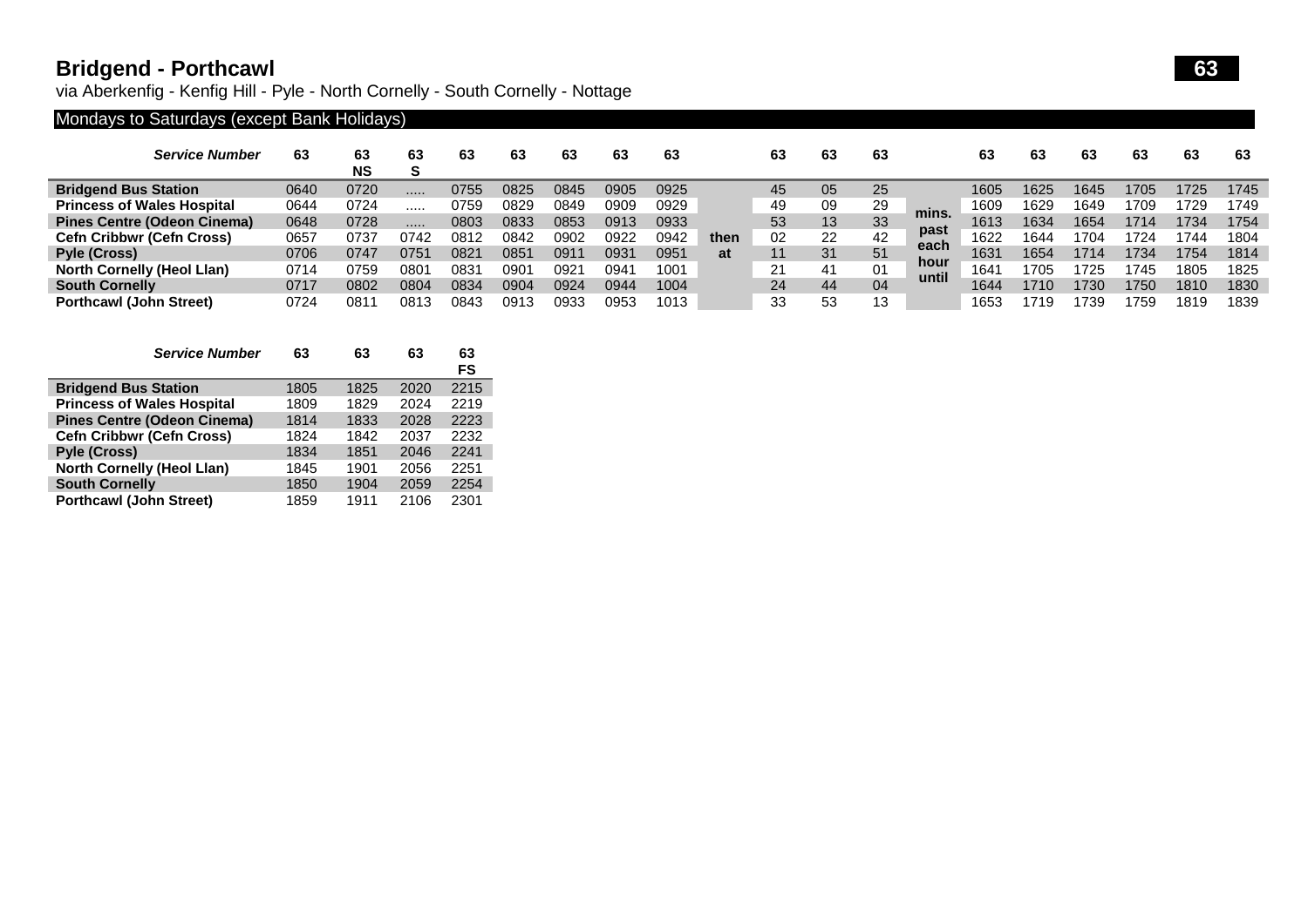# Bridgend - Porthcawl

**63**

via Aberkenfig - Kenfig Hill - Pyle - North Cornelly - South Cornelly - Nottage

## Mondays to Saturdays (except Bank Holidays)

| *Service Number* | 63 | 63 NS | 63 S | 63 | 63 | 63 | 63 | 63 | | 63 | 63 | 63 | | 63 | 63 | 63 | 63 | 63 | 63 |
|---|---|---|---|---|---|---|---|---|---|---|---|---|---|---|---|---|---|---|---|
| **Bridgend Bus Station** | 0640 | 0720 | ..... | 0755 | 0825 | 0845 | 0905 | 0925 | | 45 | 05 | 25 | | 1605 | 1625 | 1645 | 1705 | 1725 | 1745 |
| **Princess of Wales Hospital** | 0644 | 0724 | ..... | 0759 | 0829 | 0849 | 0909 | 0929 | | 49 | 09 | 29 | mins. | 1609 | 1629 | 1649 | 1709 | 1729 | 1749 |
| **Pines Centre (Odeon Cinema)** | 0648 | 0728 | ..... | 0803 | 0833 | 0853 | 0913 | 0933 | | 53 | 13 | 33 | past | 1613 | 1634 | 1654 | 1714 | 1734 | 1754 |
| **Cefn Cribbwr (Cefn Cross)** | 0657 | 0737 | 0742 | 0812 | 0842 | 0902 | 0922 | 0942 | then | 02 | 22 | 42 | each | 1622 | 1644 | 1704 | 1724 | 1744 | 1804 |
| **Pyle (Cross)** | 0706 | 0747 | 0751 | 0821 | 0851 | 0911 | 0931 | 0951 | at | 11 | 31 | 51 | hour | 1631 | 1654 | 1714 | 1734 | 1754 | 1814 |
| **North Cornelly (Heol Llan)** | 0714 | 0759 | 0801 | 0831 | 0901 | 0921 | 0941 | 1001 | | 21 | 41 | 01 | until | 1641 | 1705 | 1725 | 1745 | 1805 | 1825 |
| **South Cornelly** | 0717 | 0802 | 0804 | 0834 | 0904 | 0924 | 0944 | 1004 | | 24 | 44 | 04 | | 1644 | 1710 | 1730 | 1750 | 1810 | 1830 |
| **Porthcawl (John Street)** | 0724 | 0811 | 0813 | 0843 | 0913 | 0933 | 0953 | 1013 | | 33 | 53 | 13 | | 1653 | 1719 | 1739 | 1759 | 1819 | 1839 |

| *Service Number* | 63 | 63 | 63 | 63 FS |
|---|---|---|---|---|
| **Bridgend Bus Station** | 1805 | 1825 | 2020 | 2215 |
| **Princess of Wales Hospital** | 1809 | 1829 | 2024 | 2219 |
| **Pines Centre (Odeon Cinema)** | 1814 | 1833 | 2028 | 2223 |
| **Cefn Cribbwr (Cefn Cross)** | 1824 | 1842 | 2037 | 2232 |
| **Pyle (Cross)** | 1834 | 1851 | 2046 | 2241 |
| **North Cornelly (Heol Llan)** | 1845 | 1901 | 2056 | 2251 |
| **South Cornelly** | 1850 | 1904 | 2059 | 2254 |
| **Porthcawl (John Street)** | 1859 | 1911 | 2106 | 2301 |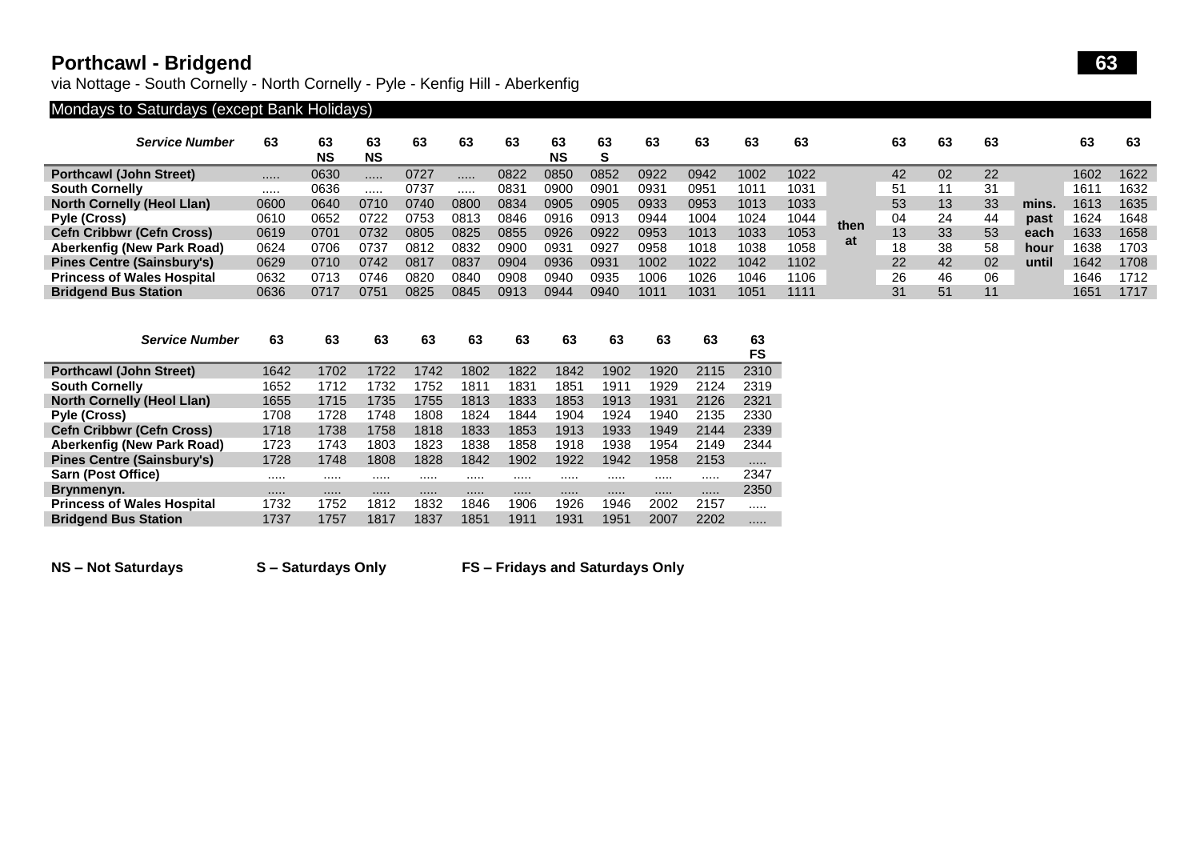# Porthcawl - Bridgend

**63**

via Nottage - South Cornelly - North Cornelly - Pyle - Kenfig Hill - Aberkenfig

## Mondays to Saturdays (except Bank Holidays)

| *Service Number* | 63 | 63 NS | 63 NS | 63 | 63 | 63 | 63 NS | 63 S | 63 | 63 | 63 | 63 | | 63 | 63 | 63 | | 63 | 63 |
|---|---|---|---|---|---|---|---|---|---|---|---|---|---|---|---|---|---|---|---|
| **Porthcawl (John Street)** | ..... | 0630 | ..... | 0727 | ..... | 0822 | 0850 | 0852 | 0922 | 0942 | 1002 | 1022 | | 42 | 02 | 22 | | 1602 | 1622 |
| **South Cornelly** | ..... | 0636 | ..... | 0737 | ..... | 0831 | 0900 | 0901 | 0931 | 0951 | 1011 | 1031 | | 51 | 11 | 31 | | 1611 | 1632 |
| **North Cornelly (Heol Llan)** | 0600 | 0640 | 0710 | 0740 | 0800 | 0834 | 0905 | 0905 | 0933 | 0953 | 1013 | 1033 | | 53 | 13 | 33 | **mins.** | 1613 | 1635 |
| **Pyle (Cross)** | 0610 | 0652 | 0722 | 0753 | 0813 | 0846 | 0916 | 0913 | 0944 | 1004 | 1024 | 1044 | **then** | 04 | 24 | 44 | **past** | 1624 | 1648 |
| **Cefn Cribbwr (Cefn Cross)** | 0619 | 0701 | 0732 | 0805 | 0825 | 0855 | 0926 | 0922 | 0953 | 1013 | 1033 | 1053 | **at** | 13 | 33 | 53 | **each** | 1633 | 1658 |
| **Aberkenfig (New Park Road)** | 0624 | 0706 | 0737 | 0812 | 0832 | 0900 | 0931 | 0927 | 0958 | 1018 | 1038 | 1058 | | 18 | 38 | 58 | **hour** | 1638 | 1703 |
| **Pines Centre (Sainsbury's)** | 0629 | 0710 | 0742 | 0817 | 0837 | 0904 | 0936 | 0931 | 1002 | 1022 | 1042 | 1102 | | 22 | 42 | 02 | **until** | 1642 | 1708 |
| **Princess of Wales Hospital** | 0632 | 0713 | 0746 | 0820 | 0840 | 0908 | 0940 | 0935 | 1006 | 1026 | 1046 | 1106 | | 26 | 46 | 06 | | 1646 | 1712 |
| **Bridgend Bus Station** | 0636 | 0717 | 0751 | 0825 | 0845 | 0913 | 0944 | 0940 | 1011 | 1031 | 1051 | 1111 | | 31 | 51 | 11 | | 1651 | 1717 |

| *Service Number* | 63 | 63 | 63 | 63 | 63 | 63 | 63 | 63 | 63 | 63 | 63 FS |
|---|---|---|---|---|---|---|---|---|---|---|---|
| **Porthcawl (John Street)** | 1642 | 1702 | 1722 | 1742 | 1802 | 1822 | 1842 | 1902 | 1920 | 2115 | 2310 |
| **South Cornelly** | 1652 | 1712 | 1732 | 1752 | 1811 | 1831 | 1851 | 1911 | 1929 | 2124 | 2319 |
| **North Cornelly (Heol Llan)** | 1655 | 1715 | 1735 | 1755 | 1813 | 1833 | 1853 | 1913 | 1931 | 2126 | 2321 |
| **Pyle (Cross)** | 1708 | 1728 | 1748 | 1808 | 1824 | 1844 | 1904 | 1924 | 1940 | 2135 | 2330 |
| **Cefn Cribbwr (Cefn Cross)** | 1718 | 1738 | 1758 | 1818 | 1833 | 1853 | 1913 | 1933 | 1949 | 2144 | 2339 |
| **Aberkenfig (New Park Road)** | 1723 | 1743 | 1803 | 1823 | 1838 | 1858 | 1918 | 1938 | 1954 | 2149 | 2344 |
| **Pines Centre (Sainsbury's)** | 1728 | 1748 | 1808 | 1828 | 1842 | 1902 | 1922 | 1942 | 1958 | 2153 | ..... |
| **Sarn (Post Office)** | ..... | ..... | ..... | ..... | ..... | ..... | ..... | ..... | ..... | ..... | 2347 |
| **Brynmenyn.** | ..... | ..... | ..... | ..... | ..... | ..... | ..... | ..... | ..... | ..... | 2350 |
| **Princess of Wales Hospital** | 1732 | 1752 | 1812 | 1832 | 1846 | 1906 | 1926 | 1946 | 2002 | 2157 | ..... |
| **Bridgend Bus Station** | 1737 | 1757 | 1817 | 1837 | 1851 | 1911 | 1931 | 1951 | 2007 | 2202 | ..... |

**NS – Not Saturdays** **S – Saturdays Only** **FS – Fridays and Saturdays Only**